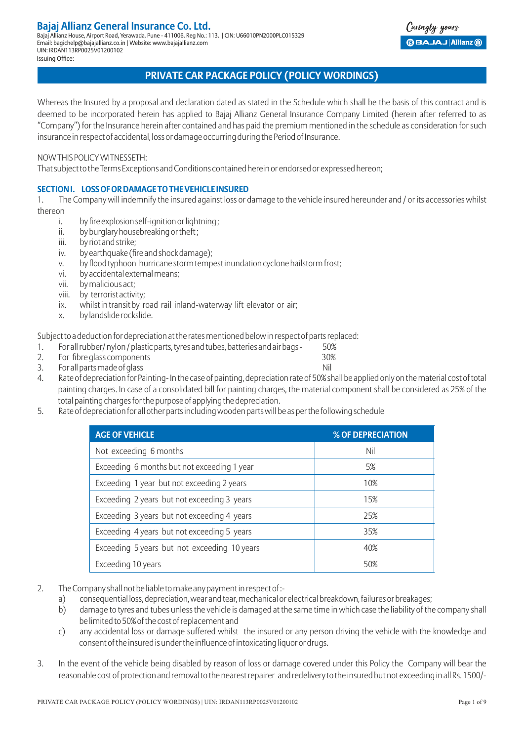**Bajaj Allianz General Insurance Co. Ltd.**
Bajaj Allianz House, Airport Road, Yerawada, Pune - 411006. Reg No.: 113. | CIN: U66010PN2000PLC015329
Email: bagichelp@bajajallianz.co.in | Website: www.bajajallianz.com
UIN: IRDAN113RP0025V01200102
Issuing Office:

# PRIVATE CAR PACKAGE POLICY (POLICY WORDINGS)

Whereas the Insured by a proposal and declaration dated as stated in the Schedule which shall be the basis of this contract and is deemed to be incorporated herein has applied to Bajaj Allianz General Insurance Company Limited (herein after referred to as "Company") for the Insurance herein after contained and has paid the premium mentioned in the schedule as consideration for such insurance in respect of accidental, loss or damage occurring during the Period of Insurance.

NOW THIS POLICY WITNESSETH:
That subject to the Terms Exceptions and Conditions contained herein or endorsed or expressed hereon;

## SECTION I. LOSS OF OR DAMAGE TO THE VEHICLE INSURED

1. The Company will indemnify the insured against loss or damage to the vehicle insured hereunder and / or its accessories whilst thereon
   - i. by fire explosion self-ignition or lightning ;
   - ii. by burglary housebreaking or theft ;
   - iii. by riot and strike;
   - iv. by earthquake (fire and shock damage);
   - v. by flood typhoon hurricane storm tempest inundation cyclone hailstorm frost;
   - vi. by accidental external means;
   - vii. by malicious act;
   - viii. by terrorist activity;
   - ix. whilst in transit by road rail inland-waterway lift elevator or air;
   - x. by landslide rockslide.

Subject to a deduction for depreciation at the rates mentioned below in respect of parts replaced:

1. For all rubber/ nylon / plastic parts, tyres and tubes, batteries and air bags - 50%
2. For fibre glass components 30%
3. For all parts made of glass Nil
4. Rate of depreciation for Painting- In the case of painting, depreciation rate of 50% shall be applied only on the material cost of total painting charges. In case of a consolidated bill for painting charges, the material component shall be considered as 25% of the total painting charges for the purpose of applying the depreciation.
5. Rate of depreciation for all other parts including wooden parts will be as per the following schedule

| AGE OF VEHICLE | % OF DEPRECIATION |
|---|---|
| Not exceeding 6 months | Nil |
| Exceeding 6 months but not exceeding 1 year | 5% |
| Exceeding 1 year but not exceeding 2 years | 10% |
| Exceeding 2 years but not exceeding 3 years | 15% |
| Exceeding 3 years but not exceeding 4 years | 25% |
| Exceeding 4 years but not exceeding 5 years | 35% |
| Exceeding 5 years but not exceeding 10 years | 40% |
| Exceeding 10 years | 50% |

2. The Company shall not be liable to make any payment in respect of :-
   - a) consequential loss, depreciation, wear and tear, mechanical or electrical breakdown, failures or breakages;
   - b) damage to tyres and tubes unless the vehicle is damaged at the same time in which case the liability of the company shall be limited to 50% of the cost of replacement and
   - c) any accidental loss or damage suffered whilst the insured or any person driving the vehicle with the knowledge and consent of the insured is under the influence of intoxicating liquor or drugs.

3. In the event of the vehicle being disabled by reason of loss or damage covered under this Policy the Company will bear the reasonable cost of protection and removal to the nearest repairer and redelivery to the insured but not exceeding in all Rs. 1500/-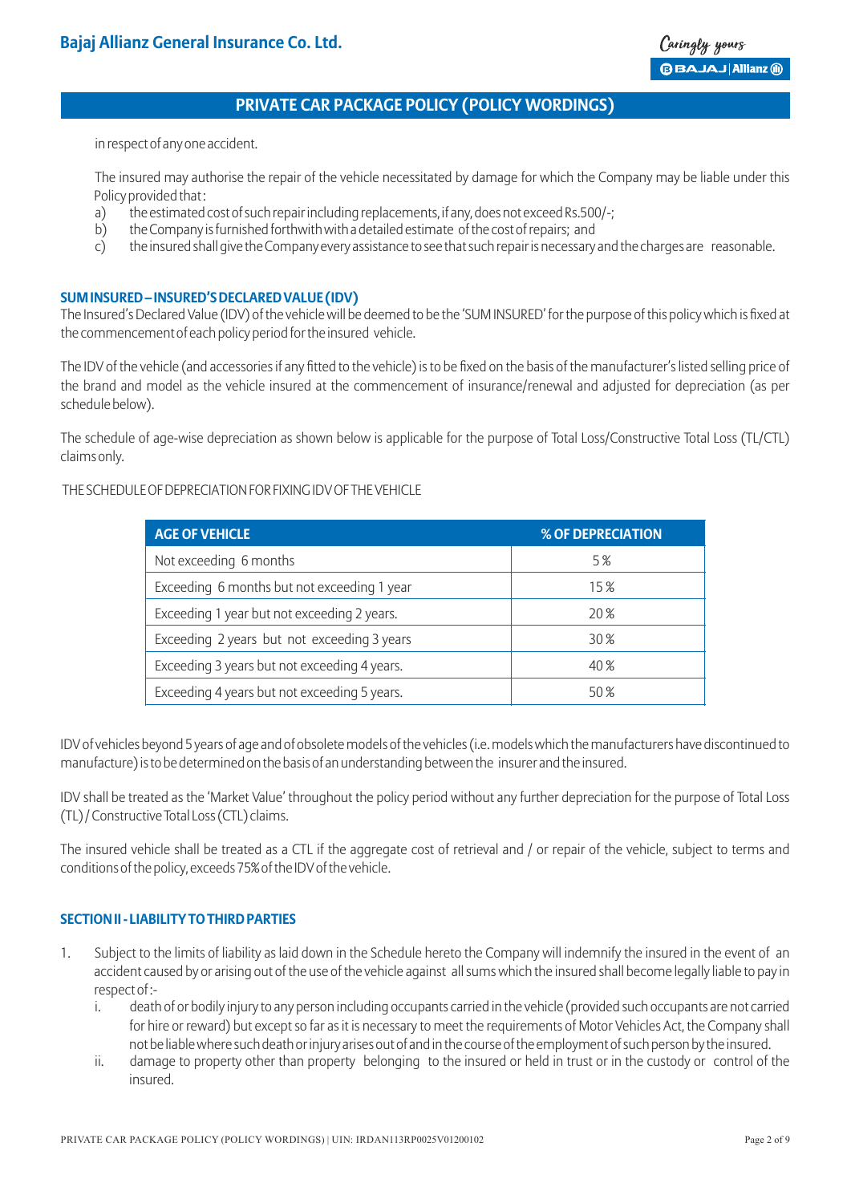in respect of any one accident.

The insured may authorise the repair of the vehicle necessitated by damage for which the Company may be liable under this Policy provided that:

a) the estimated cost of such repair including replacements, if any, does not exceed Rs.500/-;
b) the Company is furnished forthwith with a detailed estimate of the cost of repairs; and
c) the insured shall give the Company every assistance to see that such repair is necessary and the charges are reasonable.

### SUM INSURED – INSURED'S DECLARED VALUE (IDV)

The Insured's Declared Value (IDV) of the vehicle will be deemed to be the 'SUM INSURED' for the purpose of this policy which is fixed at the commencement of each policy period for the insured vehicle.

The IDV of the vehicle (and accessories if any fitted to the vehicle) is to be fixed on the basis of the manufacturer's listed selling price of the brand and model as the vehicle insured at the commencement of insurance/renewal and adjusted for depreciation (as per schedule below).

The schedule of age-wise depreciation as shown below is applicable for the purpose of Total Loss/Constructive Total Loss (TL/CTL) claims only.

THE SCHEDULE OF DEPRECIATION FOR FIXING IDV OF THE VEHICLE

| AGE OF VEHICLE | % OF DEPRECIATION |
|---|---|
| Not exceeding 6 months | 5% |
| Exceeding 6 months but not exceeding 1 year | 15% |
| Exceeding 1 year but not exceeding 2 years. | 20% |
| Exceeding 2 years but not exceeding 3 years | 30% |
| Exceeding 3 years but not exceeding 4 years. | 40% |
| Exceeding 4 years but not exceeding 5 years. | 50% |

IDV of vehicles beyond 5 years of age and of obsolete models of the vehicles (i.e. models which the manufacturers have discontinued to manufacture) is to be determined on the basis of an understanding between the insurer and the insured.

IDV shall be treated as the 'Market Value' throughout the policy period without any further depreciation for the purpose of Total Loss (TL) / Constructive Total Loss (CTL) claims.

The insured vehicle shall be treated as a CTL if the aggregate cost of retrieval and / or repair of the vehicle, subject to terms and conditions of the policy, exceeds 75% of the IDV of the vehicle.

### SECTION II - LIABILITY TO THIRD PARTIES

1. Subject to the limits of liability as laid down in the Schedule hereto the Company will indemnify the insured in the event of an accident caused by or arising out of the use of the vehicle against all sums which the insured shall become legally liable to pay in respect of:-
   i. death of or bodily injury to any person including occupants carried in the vehicle (provided such occupants are not carried for hire or reward) but except so far as it is necessary to meet the requirements of Motor Vehicles Act, the Company shall not be liable where such death or injury arises out of and in the course of the employment of such person by the insured.
   ii. damage to property other than property belonging to the insured or held in trust or in the custody or control of the insured.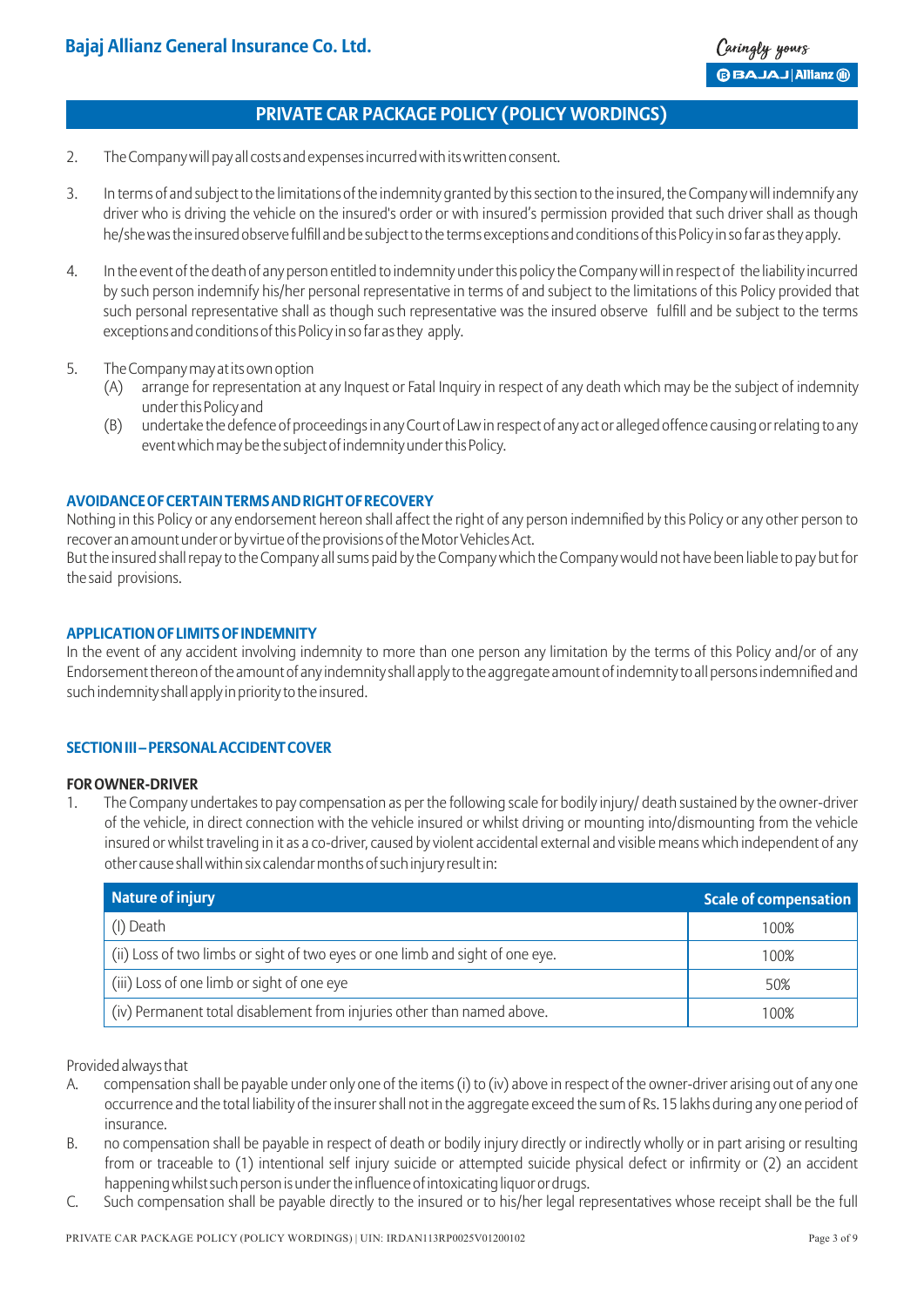## PRIVATE CAR PACKAGE POLICY (POLICY WORDINGS)

2. The Company will pay all costs and expenses incurred with its written consent.

3. In terms of and subject to the limitations of the indemnity granted by this section to the insured, the Company will indemnify any driver who is driving the vehicle on the insured's order or with insured's permission provided that such driver shall as though he/she was the insured observe fulfill and be subject to the terms exceptions and conditions of this Policy in so far as they apply.

4. In the event of the death of any person entitled to indemnity under this policy the Company will in respect of the liability incurred by such person indemnify his/her personal representative in terms of and subject to the limitations of this Policy provided that such personal representative shall as though such representative was the insured observe fulfill and be subject to the terms exceptions and conditions of this Policy in so far as they apply.

5. The Company may at its own option
   - (A) arrange for representation at any Inquest or Fatal Inquiry in respect of any death which may be the subject of indemnity under this Policy and
   - (B) undertake the defence of proceedings in any Court of Law in respect of any act or alleged offence causing or relating to any event which may be the subject of indemnity under this Policy.

### AVOIDANCE OF CERTAIN TERMS AND RIGHT OF RECOVERY

Nothing in this Policy or any endorsement hereon shall affect the right of any person indemnified by this Policy or any other person to recover an amount under or by virtue of the provisions of the Motor Vehicles Act.

But the insured shall repay to the Company all sums paid by the Company which the Company would not have been liable to pay but for the said provisions.

### APPLICATION OF LIMITS OF INDEMNITY

In the event of any accident involving indemnity to more than one person any limitation by the terms of this Policy and/or of any Endorsement thereon of the amount of any indemnity shall apply to the aggregate amount of indemnity to all persons indemnified and such indemnity shall apply in priority to the insured.

### SECTION III – PERSONAL ACCIDENT COVER

**FOR OWNER-DRIVER**

1. The Company undertakes to pay compensation as per the following scale for bodily injury/ death sustained by the owner-driver of the vehicle, in direct connection with the vehicle insured or whilst driving or mounting into/dismounting from the vehicle insured or whilst traveling in it as a co-driver, caused by violent accidental external and visible means which independent of any other cause shall within six calendar months of such injury result in:

| Nature of injury | Scale of compensation |
|---|---|
| (I) Death | 100% |
| (ii) Loss of two limbs or sight of two eyes or one limb and sight of one eye. | 100% |
| (iii) Loss of one limb or sight of one eye | 50% |
| (iv) Permanent total disablement from injuries other than named above. | 100% |

Provided always that

A. compensation shall be payable under only one of the items (i) to (iv) above in respect of the owner-driver arising out of any one occurrence and the total liability of the insurer shall not in the aggregate exceed the sum of Rs. 15 lakhs during any one period of insurance.

B. no compensation shall be payable in respect of death or bodily injury directly or indirectly wholly or in part arising or resulting from or traceable to (1) intentional self injury suicide or attempted suicide physical defect or infirmity or (2) an accident happening whilst such person is under the influence of intoxicating liquor or drugs.

C. Such compensation shall be payable directly to the insured or to his/her legal representatives whose receipt shall be the full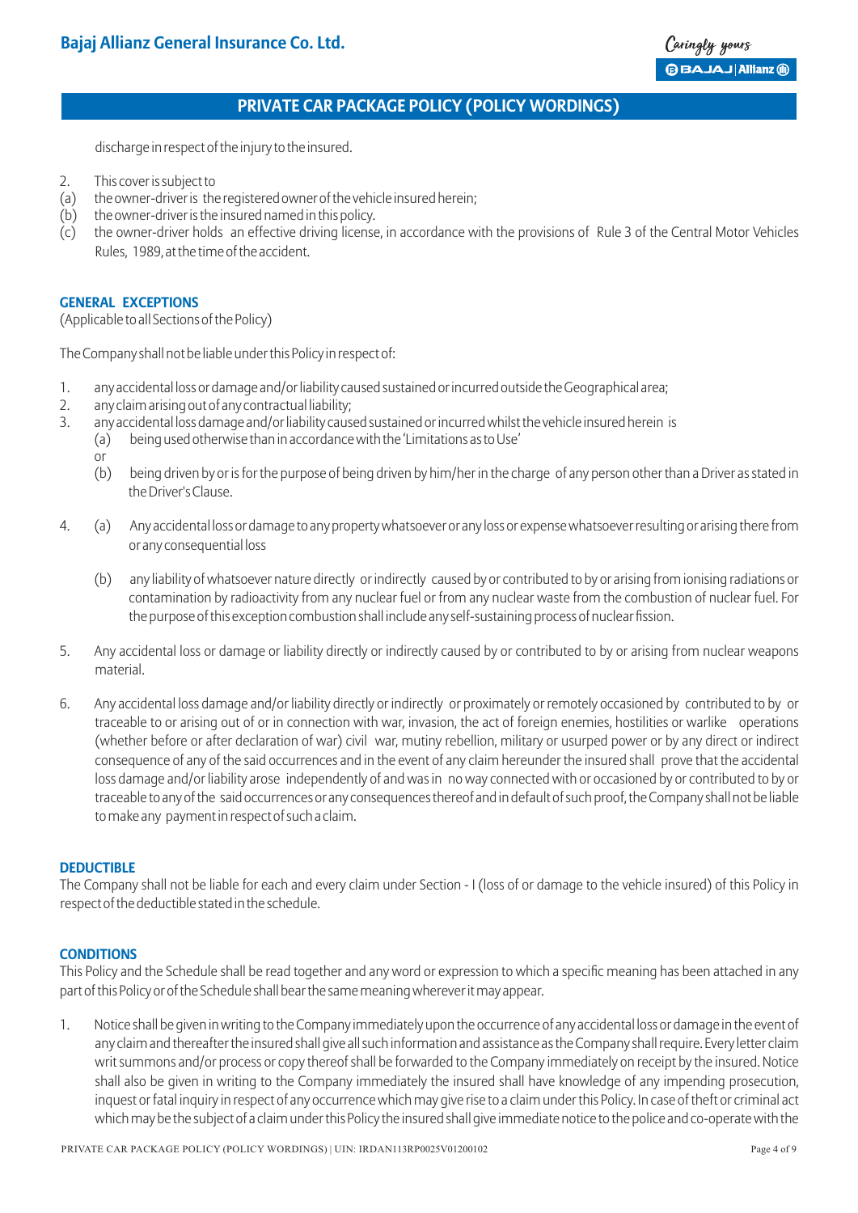discharge in respect of the injury to the insured.

2. This cover is subject to
(a) the owner-driver is the registered owner of the vehicle insured herein;
(b) the owner-driver is the insured named in this policy.
(c) the owner-driver holds an effective driving license, in accordance with the provisions of Rule 3 of the Central Motor Vehicles Rules, 1989, at the time of the accident.

## GENERAL EXCEPTIONS

(Applicable to all Sections of the Policy)

The Company shall not be liable under this Policy in respect of:

1. any accidental loss or damage and/or liability caused sustained or incurred outside the Geographical area;
2. any claim arising out of any contractual liability;
3. any accidental loss damage and/or liability caused sustained or incurred whilst the vehicle insured herein is
   (a) being used otherwise than in accordance with the 'Limitations as to Use'
   or
   (b) being driven by or is for the purpose of being driven by him/her in the charge of any person other than a Driver as stated in the Driver's Clause.
4. (a) Any accidental loss or damage to any property whatsoever or any loss or expense whatsoever resulting or arising there from or any consequential loss

   (b) any liability of whatsoever nature directly or indirectly caused by or contributed to by or arising from ionising radiations or contamination by radioactivity from any nuclear fuel or from any nuclear waste from the combustion of nuclear fuel. For the purpose of this exception combustion shall include any self-sustaining process of nuclear fission.
5. Any accidental loss or damage or liability directly or indirectly caused by or contributed to by or arising from nuclear weapons material.
6. Any accidental loss damage and/or liability directly or indirectly or proximately or remotely occasioned by contributed to by or traceable to or arising out of or in connection with war, invasion, the act of foreign enemies, hostilities or warlike operations (whether before or after declaration of war) civil war, mutiny rebellion, military or usurped power or by any direct or indirect consequence of any of the said occurrences and in the event of any claim hereunder the insured shall prove that the accidental loss damage and/or liability arose independently of and was in no way connected with or occasioned by or contributed to by or traceable to any of the said occurrences or any consequences thereof and in default of such proof, the Company shall not be liable to make any payment in respect of such a claim.

## DEDUCTIBLE

The Company shall not be liable for each and every claim under Section - I (loss of or damage to the vehicle insured) of this Policy in respect of the deductible stated in the schedule.

## CONDITIONS

This Policy and the Schedule shall be read together and any word or expression to which a specific meaning has been attached in any part of this Policy or of the Schedule shall bear the same meaning wherever it may appear.

1. Notice shall be given in writing to the Company immediately upon the occurrence of any accidental loss or damage in the event of any claim and thereafter the insured shall give all such information and assistance as the Company shall require. Every letter claim writ summons and/or process or copy thereof shall be forwarded to the Company immediately on receipt by the insured. Notice shall also be given in writing to the Company immediately the insured shall have knowledge of any impending prosecution, inquest or fatal inquiry in respect of any occurrence which may give rise to a claim under this Policy. In case of theft or criminal act which may be the subject of a claim under this Policy the insured shall give immediate notice to the police and co-operate with the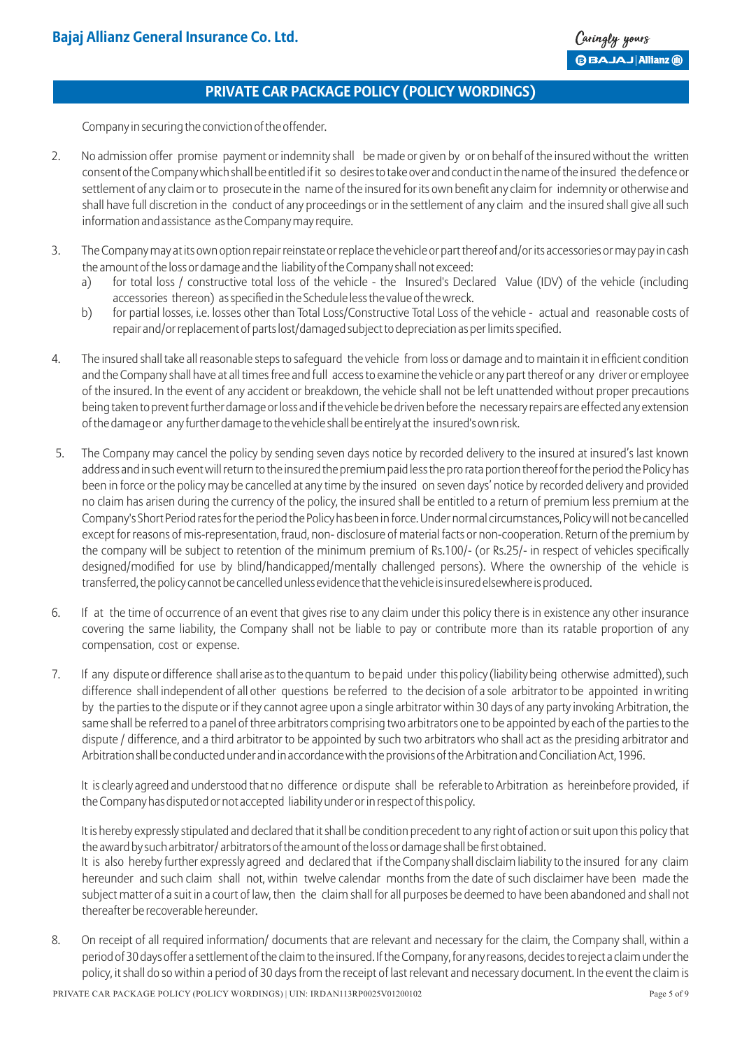Company in securing the conviction of the offender.

2. No admission offer promise payment or indemnity shall be made or given by or on behalf of the insured without the written consent of the Company which shall be entitled if it so desires to take over and conduct in the name of the insured the defence or settlement of any claim or to prosecute in the name of the insured for its own benefit any claim for indemnity or otherwise and shall have full discretion in the conduct of any proceedings or in the settlement of any claim and the insured shall give all such information and assistance as the Company may require.

3. The Company may at its own option repair reinstate or replace the vehicle or part thereof and/or its accessories or may pay in cash the amount of the loss or damage and the liability of the Company shall not exceed:
   a) for total loss / constructive total loss of the vehicle - the Insured's Declared Value (IDV) of the vehicle (including accessories thereon) as specified in the Schedule less the value of the wreck.
   b) for partial losses, i.e. losses other than Total Loss/Constructive Total Loss of the vehicle - actual and reasonable costs of repair and/or replacement of parts lost/damaged subject to depreciation as per limits specified.

4. The insured shall take all reasonable steps to safeguard the vehicle from loss or damage and to maintain it in efficient condition and the Company shall have at all times free and full access to examine the vehicle or any part thereof or any driver or employee of the insured. In the event of any accident or breakdown, the vehicle shall not be left unattended without proper precautions being taken to prevent further damage or loss and if the vehicle be driven before the necessary repairs are effected any extension of the damage or any further damage to the vehicle shall be entirely at the insured's own risk.

5. The Company may cancel the policy by sending seven days notice by recorded delivery to the insured at insured's last known address and in such event will return to the insured the premium paid less the pro rata portion thereof for the period the Policy has been in force or the policy may be cancelled at any time by the insured on seven days' notice by recorded delivery and provided no claim has arisen during the currency of the policy, the insured shall be entitled to a return of premium less premium at the Company's Short Period rates for the period the Policy has been in force. Under normal circumstances, Policy will not be cancelled except for reasons of mis-representation, fraud, non- disclosure of material facts or non-cooperation. Return of the premium by the company will be subject to retention of the minimum premium of Rs.100/- (or Rs.25/- in respect of vehicles specifically designed/modified for use by blind/handicapped/mentally challenged persons). Where the ownership of the vehicle is transferred, the policy cannot be cancelled unless evidence that the vehicle is insured elsewhere is produced.

6. If at the time of occurrence of an event that gives rise to any claim under this policy there is in existence any other insurance covering the same liability, the Company shall not be liable to pay or contribute more than its ratable proportion of any compensation, cost or expense.

7. If any dispute or difference shall arise as to the quantum to be paid under this policy (liability being otherwise admitted), such difference shall independent of all other questions be referred to the decision of a sole arbitrator to be appointed in writing by the parties to the dispute or if they cannot agree upon a single arbitrator within 30 days of any party invoking Arbitration, the same shall be referred to a panel of three arbitrators comprising two arbitrators one to be appointed by each of the parties to the dispute / difference, and a third arbitrator to be appointed by such two arbitrators who shall act as the presiding arbitrator and Arbitration shall be conducted under and in accordance with the provisions of the Arbitration and Conciliation Act, 1996.

   It is clearly agreed and understood that no difference or dispute shall be referable to Arbitration as hereinbefore provided, if the Company has disputed or not accepted liability under or in respect of this policy.

   It is hereby expressly stipulated and declared that it shall be condition precedent to any right of action or suit upon this policy that the award by such arbitrator/ arbitrators of the amount of the loss or damage shall be first obtained.
   It is also hereby further expressly agreed and declared that if the Company shall disclaim liability to the insured for any claim hereunder and such claim shall not, within twelve calendar months from the date of such disclaimer have been made the subject matter of a suit in a court of law, then the claim shall for all purposes be deemed to have been abandoned and shall not thereafter be recoverable hereunder.

8. On receipt of all required information/ documents that are relevant and necessary for the claim, the Company shall, within a period of 30 days offer a settlement of the claim to the insured. If the Company, for any reasons, decides to reject a claim under the policy, it shall do so within a period of 30 days from the receipt of last relevant and necessary document. In the event the claim is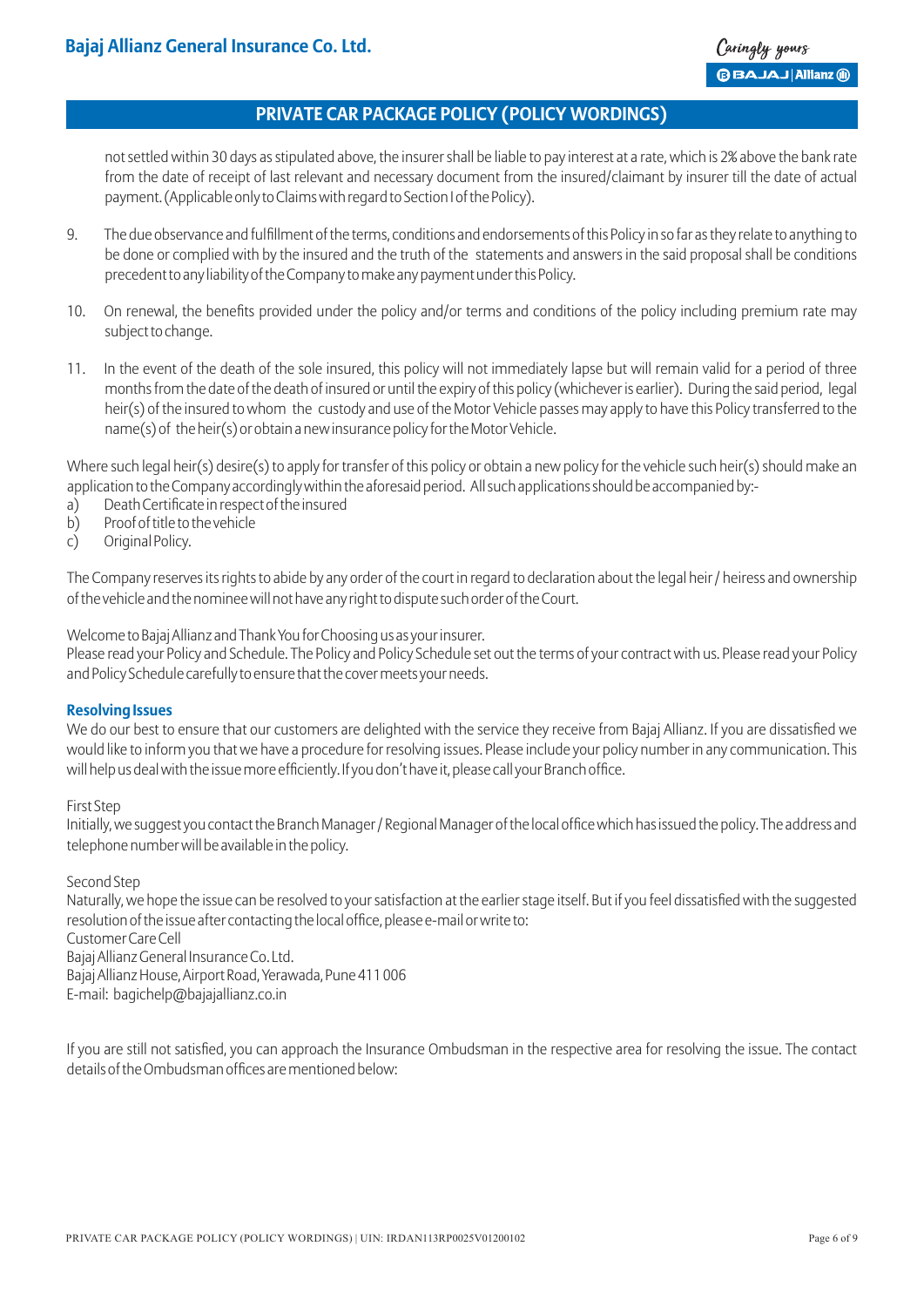not settled within 30 days as stipulated above, the insurer shall be liable to pay interest at a rate, which is 2% above the bank rate from the date of receipt of last relevant and necessary document from the insured/claimant by insurer till the date of actual payment. (Applicable only to Claims with regard to Section I of the Policy).

9. The due observance and fulfillment of the terms, conditions and endorsements of this Policy in so far as they relate to anything to be done or complied with by the insured and the truth of the statements and answers in the said proposal shall be conditions precedent to any liability of the Company to make any payment under this Policy.

10. On renewal, the benefits provided under the policy and/or terms and conditions of the policy including premium rate may subject to change.

11. In the event of the death of the sole insured, this policy will not immediately lapse but will remain valid for a period of three months from the date of the death of insured or until the expiry of this policy (whichever is earlier). During the said period, legal heir(s) of the insured to whom the custody and use of the Motor Vehicle passes may apply to have this Policy transferred to the name(s) of the heir(s) or obtain a new insurance policy for the Motor Vehicle.

Where such legal heir(s) desire(s) to apply for transfer of this policy or obtain a new policy for the vehicle such heir(s) should make an application to the Company accordingly within the aforesaid period. All such applications should be accompanied by:-

a) Death Certificate in respect of the insured
b) Proof of title to the vehicle
c) Original Policy.

The Company reserves its rights to abide by any order of the court in regard to declaration about the legal heir / heiress and ownership of the vehicle and the nominee will not have any right to dispute such order of the Court.

Welcome to Bajaj Allianz and Thank You for Choosing us as your insurer.
Please read your Policy and Schedule. The Policy and Policy Schedule set out the terms of your contract with us. Please read your Policy and Policy Schedule carefully to ensure that the cover meets your needs.

### Resolving Issues

We do our best to ensure that our customers are delighted with the service they receive from Bajaj Allianz. If you are dissatisfied we would like to inform you that we have a procedure for resolving issues. Please include your policy number in any communication. This will help us deal with the issue more efficiently. If you don't have it, please call your Branch office.

First Step
Initially, we suggest you contact the Branch Manager / Regional Manager of the local office which has issued the policy. The address and telephone number will be available in the policy.

Second Step
Naturally, we hope the issue can be resolved to your satisfaction at the earlier stage itself. But if you feel dissatisfied with the suggested resolution of the issue after contacting the local office, please e-mail or write to:
Customer Care Cell
Bajaj Allianz General Insurance Co. Ltd.
Bajaj Allianz House, Airport Road, Yerawada, Pune 411 006
E-mail: bagichelp@bajajallianz.co.in

If you are still not satisfied, you can approach the Insurance Ombudsman in the respective area for resolving the issue. The contact details of the Ombudsman offices are mentioned below: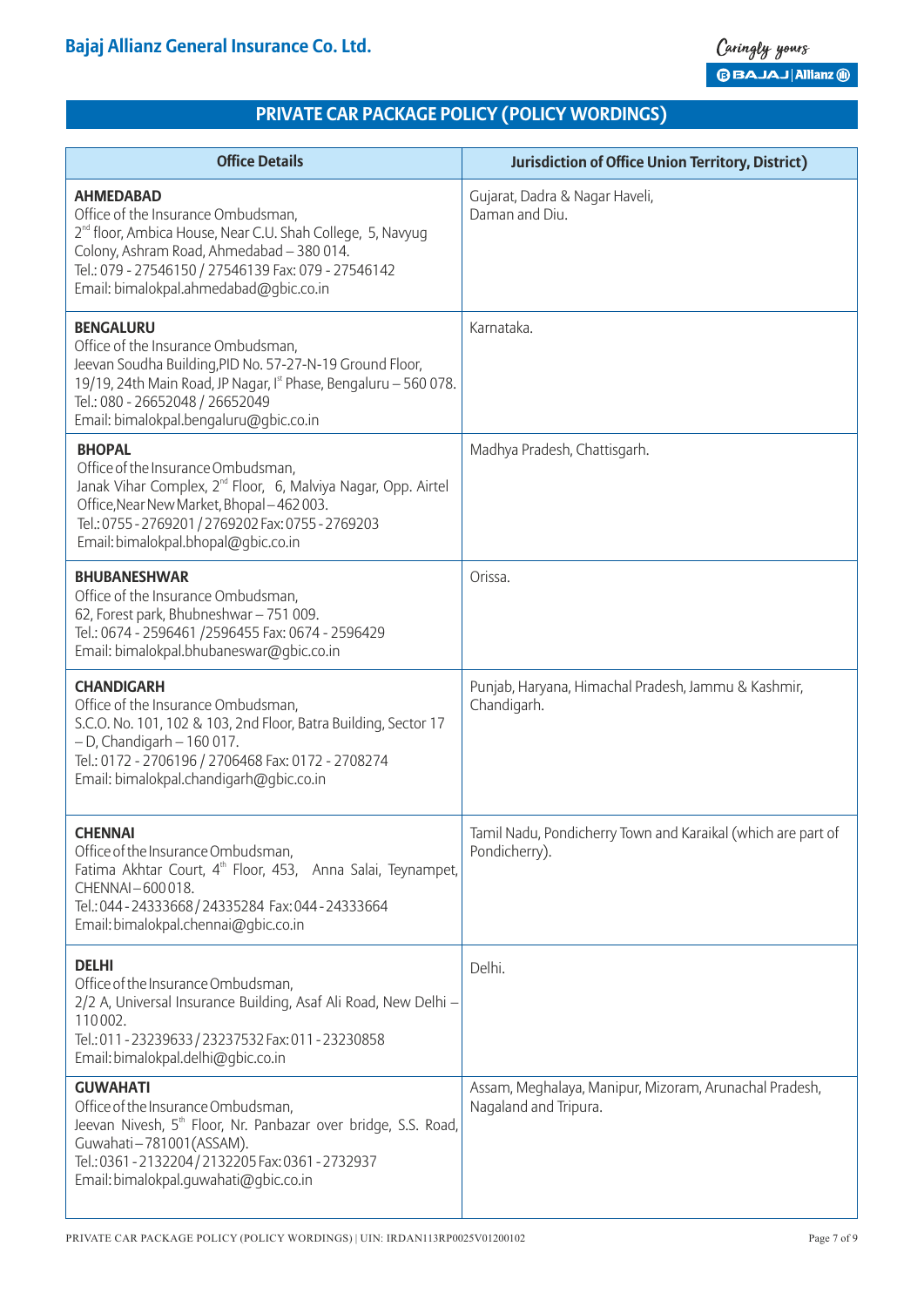## PRIVATE CAR PACKAGE POLICY (POLICY WORDINGS)

| Office Details | Jurisdiction of Office Union Territory, District) |
|---|---|
| **AHMEDABAD**<br>Office of the Insurance Ombudsman,<br>2nd floor, Ambica House, Near C.U. Shah College, 5, Navyug Colony, Ashram Road, Ahmedabad – 380 014.<br>Tel.: 079 - 27546150 / 27546139 Fax: 079 - 27546142<br>Email: bimalokpal.ahmedabad@gbic.co.in | Gujarat, Dadra & Nagar Haveli, Daman and Diu. |
| **BENGALURU**<br>Office of the Insurance Ombudsman,<br>Jeevan Soudha Building,PID No. 57-27-N-19 Ground Floor, 19/19, 24th Main Road, JP Nagar, Ist Phase, Bengaluru – 560 078.<br>Tel.: 080 - 26652048 / 26652049<br>Email: bimalokpal.bengaluru@gbic.co.in | Karnataka. |
| **BHOPAL**<br>Office of the Insurance Ombudsman,<br>Janak Vihar Complex, 2nd Floor, 6, Malviya Nagar, Opp. Airtel Office,Near New Market, Bhopal – 462 003.<br>Tel.: 0755 - 2769201 / 2769202 Fax: 0755 - 2769203<br>Email: bimalokpal.bhopal@gbic.co.in | Madhya Pradesh, Chattisgarh. |
| **BHUBANESHWAR**<br>Office of the Insurance Ombudsman,<br>62, Forest park, Bhubneshwar – 751 009.<br>Tel.: 0674 - 2596461 /2596455 Fax: 0674 - 2596429<br>Email: bimalokpal.bhubaneswar@gbic.co.in | Orissa. |
| **CHANDIGARH**<br>Office of the Insurance Ombudsman,<br>S.C.O. No. 101, 102 & 103, 2nd Floor, Batra Building, Sector 17 – D, Chandigarh – 160 017.<br>Tel.: 0172 - 2706196 / 2706468 Fax: 0172 - 2708274<br>Email: bimalokpal.chandigarh@gbic.co.in | Punjab, Haryana, Himachal Pradesh, Jammu & Kashmir, Chandigarh. |
| **CHENNAI**<br>Office of the Insurance Ombudsman,<br>Fatima Akhtar Court, 4th Floor, 453, Anna Salai, Teynampet, CHENNAI – 600 018.<br>Tel.: 044 - 24333668 / 24335284 Fax: 044 - 24333664<br>Email: bimalokpal.chennai@gbic.co.in | Tamil Nadu, Pondicherry Town and Karaikal (which are part of Pondicherry). |
| **DELHI**<br>Office of the Insurance Ombudsman,<br>2/2 A, Universal Insurance Building, Asaf Ali Road, New Delhi – 110 002.<br>Tel.: 011 - 23239633 / 23237532 Fax: 011 - 23230858<br>Email: bimalokpal.delhi@gbic.co.in | Delhi. |
| **GUWAHATI**<br>Office of the Insurance Ombudsman,<br>Jeevan Nivesh, 5th Floor, Nr. Panbazar over bridge, S.S. Road, Guwahati – 781001(ASSAM).<br>Tel.: 0361 - 2132204 / 2132205 Fax: 0361 - 2732937<br>Email: bimalokpal.guwahati@gbic.co.in | Assam, Meghalaya, Manipur, Mizoram, Arunachal Pradesh, Nagaland and Tripura. |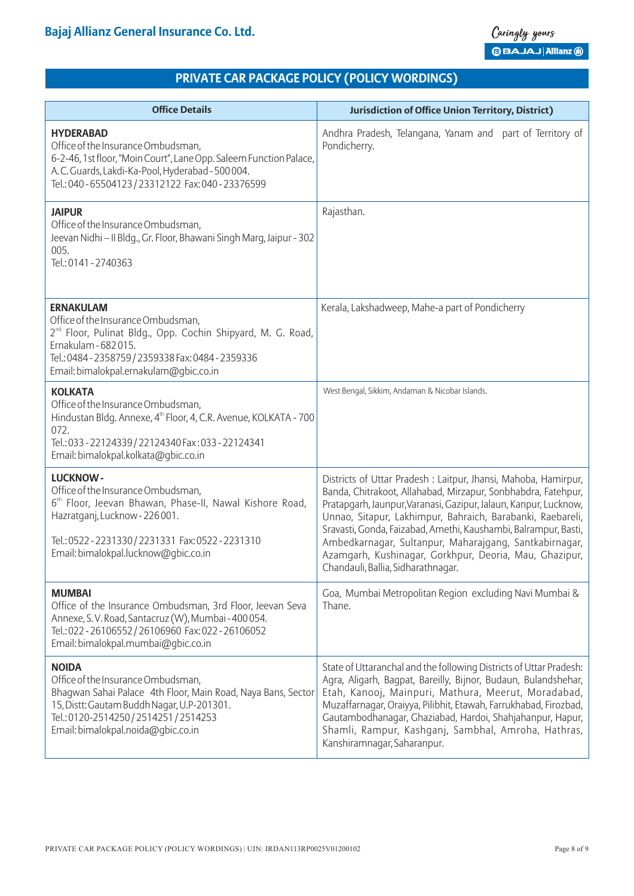## PRIVATE CAR PACKAGE POLICY (POLICY WORDINGS)

| Office Details | Jurisdiction of Office Union Territory, District) |
|---|---|
| **HYDERABAD**<br>Office of the Insurance Ombudsman,<br>6-2-46, 1st floor, "Moin Court", Lane Opp. Saleem Function Palace, A. C. Guards, Lakdi-Ka-Pool, Hyderabad - 500 004.<br>Tel.: 040 - 65504123 / 23312122 Fax: 040 - 23376599 | Andhra Pradesh, Telangana, Yanam and part of Territory of Pondicherry. |
| **JAIPUR**<br>Office of the Insurance Ombudsman,<br>Jeevan Nidhi – II Bldg., Gr. Floor, Bhawani Singh Marg, Jaipur - 302 005.<br>Tel.: 0141 - 2740363 | Rajasthan. |
| **ERNAKULAM**<br>Office of the Insurance Ombudsman,<br>2nd Floor, Pulinat Bldg., Opp. Cochin Shipyard, M. G. Road, Ernakulam - 682 015.<br>Tel.: 0484 - 2358759 / 2359338 Fax: 0484 - 2359336<br>Email: bimalokpal.ernakulam@gbic.co.in | Kerala, Lakshadweep, Mahe-a part of Pondicherry |
| **KOLKATA**<br>Office of the Insurance Ombudsman,<br>Hindustan Bldg. Annexe, 4th Floor, 4, C.R. Avenue, KOLKATA - 700 072.<br>Tel.: 033 - 22124339 / 22124340 Fax : 033 - 22124341<br>Email: bimalokpal.kolkata@gbic.co.in | West Bengal, Sikkim, Andaman & Nicobar Islands. |
| **LUCKNOW -**<br>Office of the Insurance Ombudsman,<br>6th Floor, Jeevan Bhawan, Phase-II, Nawal Kishore Road, Hazratganj, Lucknow - 226 001.<br>Tel.: 0522 - 2231330 / 2231331 Fax: 0522 - 2231310<br>Email: bimalokpal.lucknow@gbic.co.in | Districts of Uttar Pradesh : Laitpur, Jhansi, Mahoba, Hamirpur, Banda, Chitrakoot, Allahabad, Mirzapur, Sonbhabdra, Fatehpur, Pratapgarh, Jaunpur,Varanasi, Gazipur, Jalaun, Kanpur, Lucknow, Unnao, Sitapur, Lakhimpur, Bahraich, Barabanki, Raebareli, Sravasti, Gonda, Faizabad, Amethi, Kaushambi, Balrampur, Basti, Ambedkarnagar, Sultanpur, Maharajgang, Santkabirnagar, Azamgarh, Kushinagar, Gorkhpur, Deoria, Mau, Ghazipur, Chandauli, Ballia, Sidharathnagar. |
| **MUMBAI**<br>Office of the Insurance Ombudsman, 3rd Floor, Jeevan Seva Annexe, S. V. Road, Santacruz (W), Mumbai - 400 054.<br>Tel.: 022 - 26106552 / 26106960 Fax: 022 - 26106052<br>Email: bimalokpal.mumbai@gbic.co.in | Goa, Mumbai Metropolitan Region excluding Navi Mumbai & Thane. |
| **NOIDA**<br>Office of the Insurance Ombudsman,<br>Bhagwan Sahai Palace 4th Floor, Main Road, Naya Bans, Sector 15, Distt: Gautam Buddh Nagar, U.P-201301.<br>Tel.: 0120-2514250 / 2514251 / 2514253<br>Email: bimalokpal.noida@gbic.co.in | State of Uttaranchal and the following Districts of Uttar Pradesh: Agra, Aligarh, Bagpat, Bareilly, Bijnor, Budaun, Bulandshehar, Etah, Kanooj, Mainpuri, Mathura, Meerut, Moradabad, Muzaffarnagar, Oraiyya, Pilibhit, Etawah, Farrukhabad, Firozbad, Gautambodhanagar, Ghaziabad, Hardoi, Shahjahanpur, Hapur, Shamli, Rampur, Kashganj, Sambhal, Amroha, Hathras, Kanshiramnagar, Saharanpur. |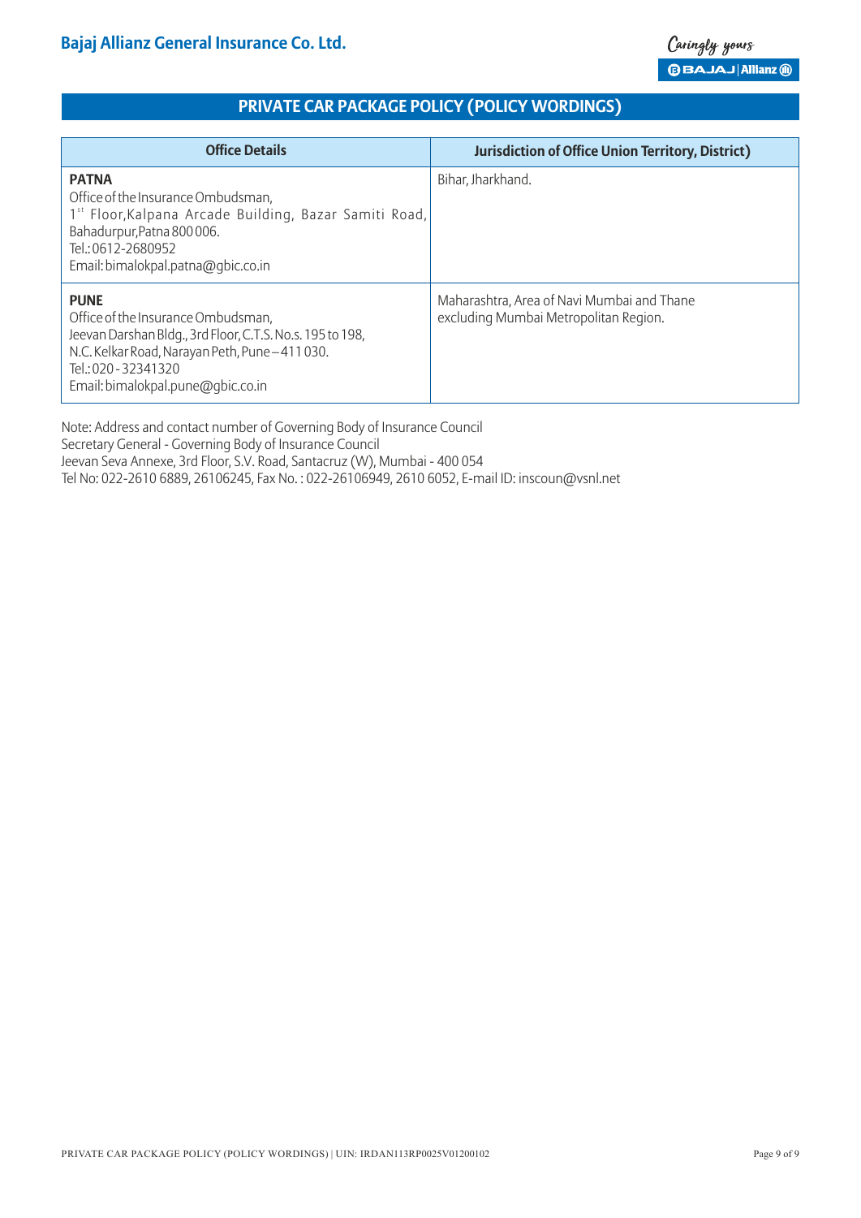## PRIVATE CAR PACKAGE POLICY (POLICY WORDINGS)

| Office Details | Jurisdiction of Office Union Territory, District) |
|---|---|
| **PATNA**<br>Office of the Insurance Ombudsman,<br>1st Floor,Kalpana Arcade Building, Bazar Samiti Road, Bahadurpur,Patna 800 006.<br>Tel.: 0612-2680952<br>Email: bimalokpal.patna@gbic.co.in | Bihar, Jharkhand. |
| **PUNE**<br>Office of the Insurance Ombudsman,<br>Jeevan Darshan Bldg., 3rd Floor, C.T.S. No.s. 195 to 198, N.C. Kelkar Road, Narayan Peth, Pune – 411 030.<br>Tel.: 020 - 32341320<br>Email: bimalokpal.pune@gbic.co.in | Maharashtra, Area of Navi Mumbai and Thane excluding Mumbai Metropolitan Region. |

Note: Address and contact number of Governing Body of Insurance Council
Secretary General - Governing Body of Insurance Council
Jeevan Seva Annexe, 3rd Floor, S.V. Road, Santacruz (W), Mumbai - 400 054
Tel No: 022-2610 6889, 26106245, Fax No. : 022-26106949, 2610 6052, E-mail ID: inscoun@vsnl.net